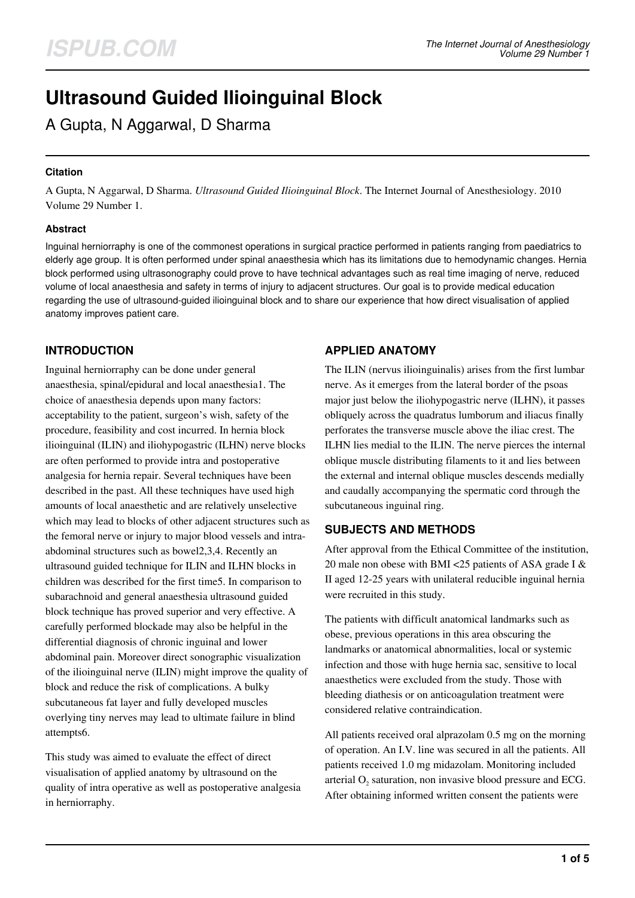# Ultrasound Guided Ilioinguinal Block

A Gupta, N Aggarwal, D Sharma

### Citation

A Gupta, N Aggarwal, D Sharma. *Ultrasound Guided Ilioinguinal Block*. The Internet Journal of Anesthesiology. 2010 Volume 29 Number 1.

### Abstract

Inguinal herniorraphy is one of the commonest operations in surgical practice performed in patients ranging from paediatrics to elderly age group. It is often performed under spinal anaesthesia which has its limitations due to hemodynamic changes. Hernia block performed using ultrasonography could prove to have technical advantages such as real time imaging of nerve, reduced volume of local anaesthesia and safety in terms of injury to adjacent structures. Our goal is to provide medical education regarding the use of ultrasound-guided ilioinguinal block and to share our experience that how direct visualisation of applied anatomy improves patient care.

## INTRODUCTION

Inguinal herniorraphy can be done under general anaesthesia, spinal/epidural and local anaesthesia[1]. The choice of anaesthesia depends upon many factors: acceptability to the patient, surgeon's wish, safety of the procedure, feasibility and cost incurred. In hernia block ilioinguinal (ILIN) and iliohypogastric (ILHN) nerve blocks are often performed to provide intra and postoperative analgesia for hernia repair. Several techniques have been described in the past. All these techniques have used high amounts of local anaesthetic and are relatively unselective which may lead to blocks of other adjacent structures such as the femoral nerve or injury to major blood vessels and intra-abdominal structures such as bowel[2,3,4]. Recently an ultrasound guided technique for ILIN and ILHN blocks in children was described for the first time[5]. In comparison to subarachnoid and general anaesthesia ultrasound guided block technique has proved superior and very effective. A carefully performed blockade may also be helpful in the differential diagnosis of chronic inguinal and lower abdominal pain. Moreover direct sonographic visualization of the ilioinguinal nerve (ILIN) might improve the quality of block and reduce the risk of complications. A bulky subcutaneous fat layer and fully developed muscles overlying tiny nerves may lead to ultimate failure in blind attempts[6].

This study was aimed to evaluate the effect of direct visualisation of applied anatomy by ultrasound on the quality of intra operative as well as postoperative analgesia in herniorraphy.

## APPLIED ANATOMY

The ILIN (nervus ilioinguinalis) arises from the first lumbar nerve. As it emerges from the lateral border of the psoas major just below the iliohypogastric nerve (ILHN), it passes obliquely across the quadratus lumborum and iliacus finally perforates the transverse muscle above the iliac crest. The ILHN lies medial to the ILIN. The nerve pierces the internal oblique muscle distributing filaments to it and lies between the external and internal oblique muscles descends medially and caudally accompanying the spermatic cord through the subcutaneous inguinal ring.

## SUBJECTS AND METHODS

After approval from the Ethical Committee of the institution, 20 male non obese with BMI <25 patients of ASA grade I & II aged 12-25 years with unilateral reducible inguinal hernia were recruited in this study.

The patients with difficult anatomical landmarks such as obese, previous operations in this area obscuring the landmarks or anatomical abnormalities, local or systemic infection and those with huge hernia sac, sensitive to local anaesthetics were excluded from the study. Those with bleeding diathesis or on anticoagulation treatment were considered relative contraindication.

All patients received oral alprazolam 0.5 mg on the morning of operation. An I.V. line was secured in all the patients. All patients received 1.0 mg midazolam. Monitoring included arterial $O_2$ saturation, non invasive blood pressure and ECG. After obtaining informed written consent the patients were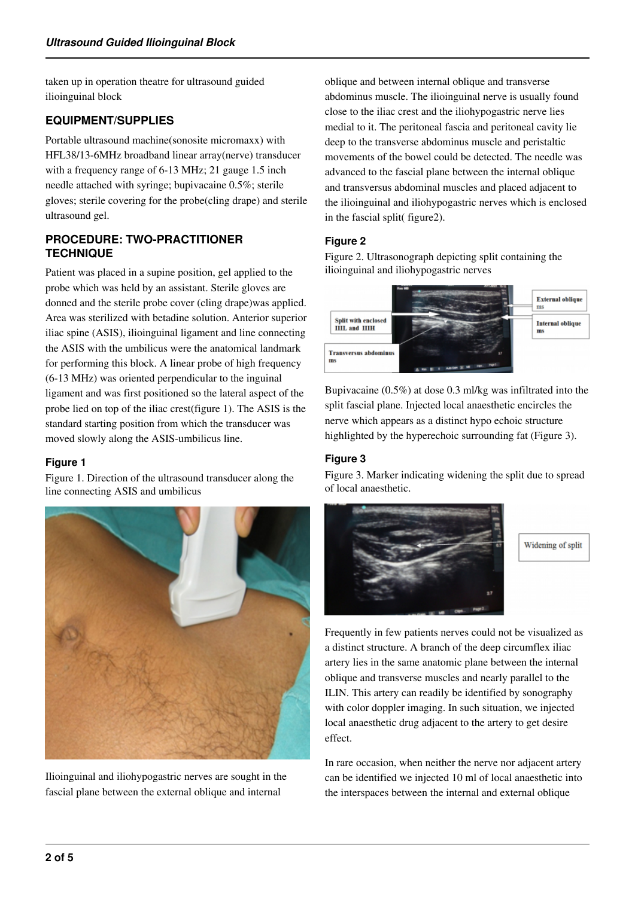taken up in operation theatre for ultrasound guided ilioinguinal block

## EQUIPMENT/SUPPLIES

Portable ultrasound machine(sonosite micromaxx) with HFL38/13-6MHz broadband linear array(nerve) transducer with a frequency range of 6-13 MHz; 21 gauge 1.5 inch needle attached with syringe; bupivacaine 0.5%; sterile gloves; sterile covering for the probe(cling drape) and sterile ultrasound gel.

## PROCEDURE: TWO-PRACTITIONER TECHNIQUE

Patient was placed in a supine position, gel applied to the probe which was held by an assistant. Sterile gloves are donned and the sterile probe cover (cling drape)was applied. Area was sterilized with betadine solution. Anterior superior iliac spine (ASIS), ilioinguinal ligament and line connecting the ASIS with the umbilicus were the anatomical landmark for performing this block. A linear probe of high frequency (6-13 MHz) was oriented perpendicular to the inguinal ligament and was first positioned so the lateral aspect of the probe lied on top of the iliac crest(figure 1). The ASIS is the standard starting position from which the transducer was moved slowly along the ASIS-umbilicus line.

### Figure 1

Figure 1. Direction of the ultrasound transducer along the line connecting ASIS and umbilicus

Ilioinguinal and iliohypogastric nerves are sought in the fascial plane between the external oblique and internal oblique and between internal oblique and transverse abdominus muscle. The ilioinguinal nerve is usually found close to the iliac crest and the iliohypogastric nerve lies medial to it. The peritoneal fascia and peritoneal cavity lie deep to the transverse abdominus muscle and peristaltic movements of the bowel could be detected. The needle was advanced to the fascial plane between the internal oblique and transversus abdominal muscles and placed adjacent to the ilioinguinal and iliohypogastric nerves which is enclosed in the fascial split( figure2).

### Figure 2

Figure 2. Ultrasonograph depicting split containing the ilioinguinal and iliohypogastric nerves

Bupivacaine (0.5%) at dose 0.3 ml/kg was infiltrated into the split fascial plane. Injected local anaesthetic encircles the nerve which appears as a distinct hypo echoic structure highlighted by the hyperechoic surrounding fat (Figure 3).

### Figure 3

Figure 3. Marker indicating widening the split due to spread of local anaesthetic.

Frequently in few patients nerves could not be visualized as a distinct structure. A branch of the deep circumflex iliac artery lies in the same anatomic plane between the internal oblique and transverse muscles and nearly parallel to the ILIN. This artery can readily be identified by sonography with color doppler imaging. In such situation, we injected local anaesthetic drug adjacent to the artery to get desire effect.

In rare occasion, when neither the nerve nor adjacent artery can be identified we injected 10 ml of local anaesthetic into the interspaces between the internal and external oblique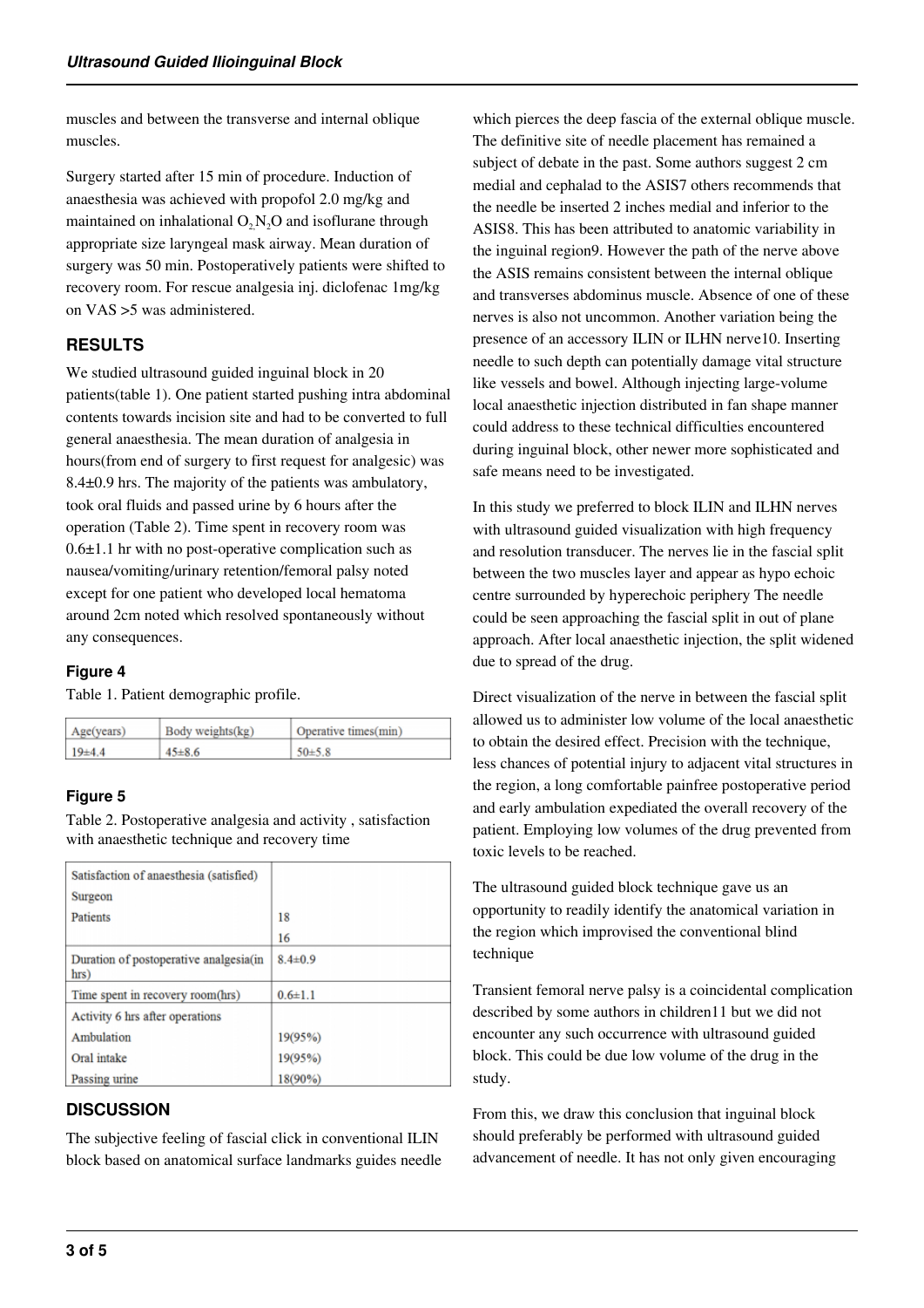muscles and between the transverse and internal oblique muscles.

Surgery started after 15 min of procedure. Induction of anaesthesia was achieved with propofol 2.0 mg/kg and maintained on inhalational $O_2$ $N_2O$ and isoflurane through appropriate size laryngeal mask airway. Mean duration of surgery was 50 min. Postoperatively patients were shifted to recovery room. For rescue analgesia inj. diclofenac 1mg/kg on VAS >5 was administered.

## RESULTS

We studied ultrasound guided inguinal block in 20 patients(table 1). One patient started pushing intra abdominal contents towards incision site and had to be converted to full general anaesthesia. The mean duration of analgesia in hours(from end of surgery to first request for analgesic) was 8.4±0.9 hrs. The majority of the patients was ambulatory, took oral fluids and passed urine by 6 hours after the operation (Table 2). Time spent in recovery room was 0.6±1.1 hr with no post-operative complication such as nausea/vomiting/urinary retention/femoral palsy noted except for one patient who developed local hematoma around 2cm noted which resolved spontaneously without any consequences.

### Figure 4

Table 1. Patient demographic profile.

| Age(years) | Body weights(kg) | Operative times(min) |
|---|---|---|
| 19±4.4 | 45±8.6 | 50±5.8 |

### Figure 5

Table 2. Postoperative analgesia and activity , satisfaction with anaesthetic technique and recovery time

| | |
|---|---|
| Satisfaction of anaesthesia (satisfied) | |
| Surgeon | |
| Patients | 18 |
| | 16 |
| Duration of postoperative analgesia(in hrs) | 8.4±0.9 |
| Time spent in recovery room(hrs) | 0.6±1.1 |
| Activity 6 hrs after operations | |
| Ambulation | 19(95%) |
| Oral intake | 19(95%) |
| Passing urine | 18(90%) |

## DISCUSSION

The subjective feeling of fascial click in conventional ILIN block based on anatomical surface landmarks guides needle which pierces the deep fascia of the external oblique muscle. The definitive site of needle placement has remained a subject of debate in the past. Some authors suggest 2 cm medial and cephalad to the ASIS7 others recommends that the needle be inserted 2 inches medial and inferior to the ASIS8. This has been attributed to anatomic variability in the inguinal region9. However the path of the nerve above the ASIS remains consistent between the internal oblique and transverses abdominus muscle. Absence of one of these nerves is also not uncommon. Another variation being the presence of an accessory ILIN or ILHN nerve10. Inserting needle to such depth can potentially damage vital structure like vessels and bowel. Although injecting large-volume local anaesthetic injection distributed in fan shape manner could address to these technical difficulties encountered during inguinal block, other newer more sophisticated and safe means need to be investigated.

In this study we preferred to block ILIN and ILHN nerves with ultrasound guided visualization with high frequency and resolution transducer. The nerves lie in the fascial split between the two muscles layer and appear as hypo echoic centre surrounded by hyperechoic periphery The needle could be seen approaching the fascial split in out of plane approach. After local anaesthetic injection, the split widened due to spread of the drug.

Direct visualization of the nerve in between the fascial split allowed us to administer low volume of the local anaesthetic to obtain the desired effect. Precision with the technique, less chances of potential injury to adjacent vital structures in the region, a long comfortable painfree postoperative period and early ambulation expediated the overall recovery of the patient. Employing low volumes of the drug prevented from toxic levels to be reached.

The ultrasound guided block technique gave us an opportunity to readily identify the anatomical variation in the region which improvised the conventional blind technique

Transient femoral nerve palsy is a coincidental complication described by some authors in children11 but we did not encounter any such occurrence with ultrasound guided block. This could be due low volume of the drug in the study.

From this, we draw this conclusion that inguinal block should preferably be performed with ultrasound guided advancement of needle. It has not only given encouraging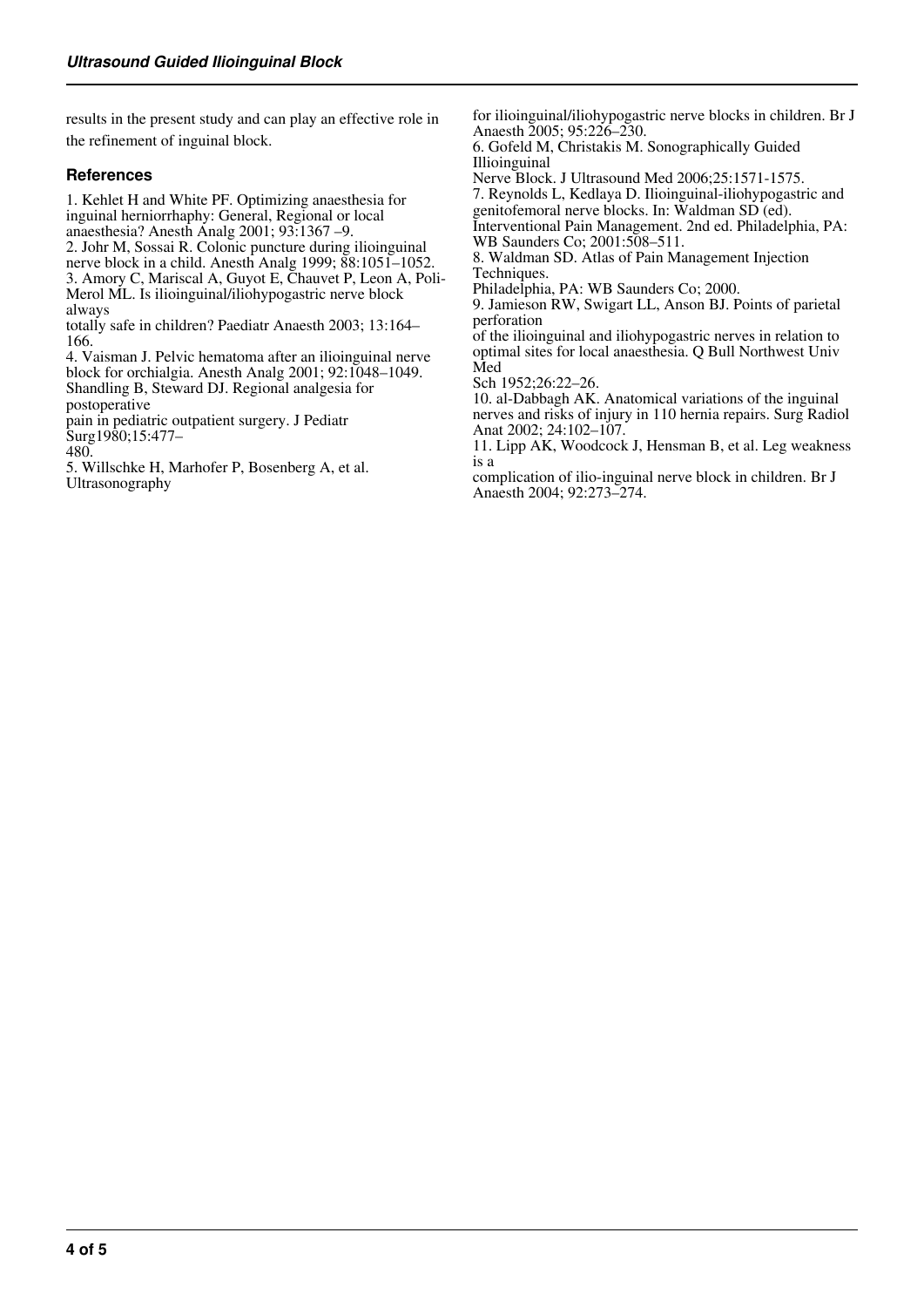results in the present study and can play an effective role in the refinement of inguinal block.

## References

1. Kehlet H and White PF. Optimizing anaesthesia for inguinal herniorrhaphy: General, Regional or local anaesthesia? Anesth Analg 2001; 93:1367 –9.
2. Johr M, Sossai R. Colonic puncture during ilioinguinal nerve block in a child. Anesth Analg 1999; 88:1051–1052.
3. Amory C, Mariscal A, Guyot E, Chauvet P, Leon A, Poli-Merol ML. Is ilioinguinal/iliohypogastric nerve block always totally safe in children? Paediatr Anaesth 2003; 13:164–166.
4. Vaisman J. Pelvic hematoma after an ilioinguinal nerve block for orchialgia. Anesth Analg 2001; 92:1048–1049. Shandling B, Steward DJ. Regional analgesia for postoperative pain in pediatric outpatient surgery. J Pediatr Surg1980;15:477–480.
5. Willschke H, Marhofer P, Bosenberg A, et al. Ultrasonography for ilioinguinal/iliohypogastric nerve blocks in children. Br J Anaesth 2005; 95:226–230.
6. Gofeld M, Christakis M. Sonographically Guided Illioinguinal Nerve Block. J Ultrasound Med 2006;25:1571-1575.
7. Reynolds L, Kedlaya D. Ilioinguinal-iliohypogastric and genitofemoral nerve blocks. In: Waldman SD (ed). Interventional Pain Management. 2nd ed. Philadelphia, PA: WB Saunders Co; 2001:508–511.
8. Waldman SD. Atlas of Pain Management Injection Techniques. Philadelphia, PA: WB Saunders Co; 2000.
9. Jamieson RW, Swigart LL, Anson BJ. Points of parietal perforation of the ilioinguinal and iliohypogastric nerves in relation to optimal sites for local anaesthesia. Q Bull Northwest Univ Med Sch 1952;26:22–26.
10. al-Dabbagh AK. Anatomical variations of the inguinal nerves and risks of injury in 110 hernia repairs. Surg Radiol Anat 2002; 24:102–107.
11. Lipp AK, Woodcock J, Hensman B, et al. Leg weakness is a complication of ilio-inguinal nerve block in children. Br J Anaesth 2004; 92:273–274.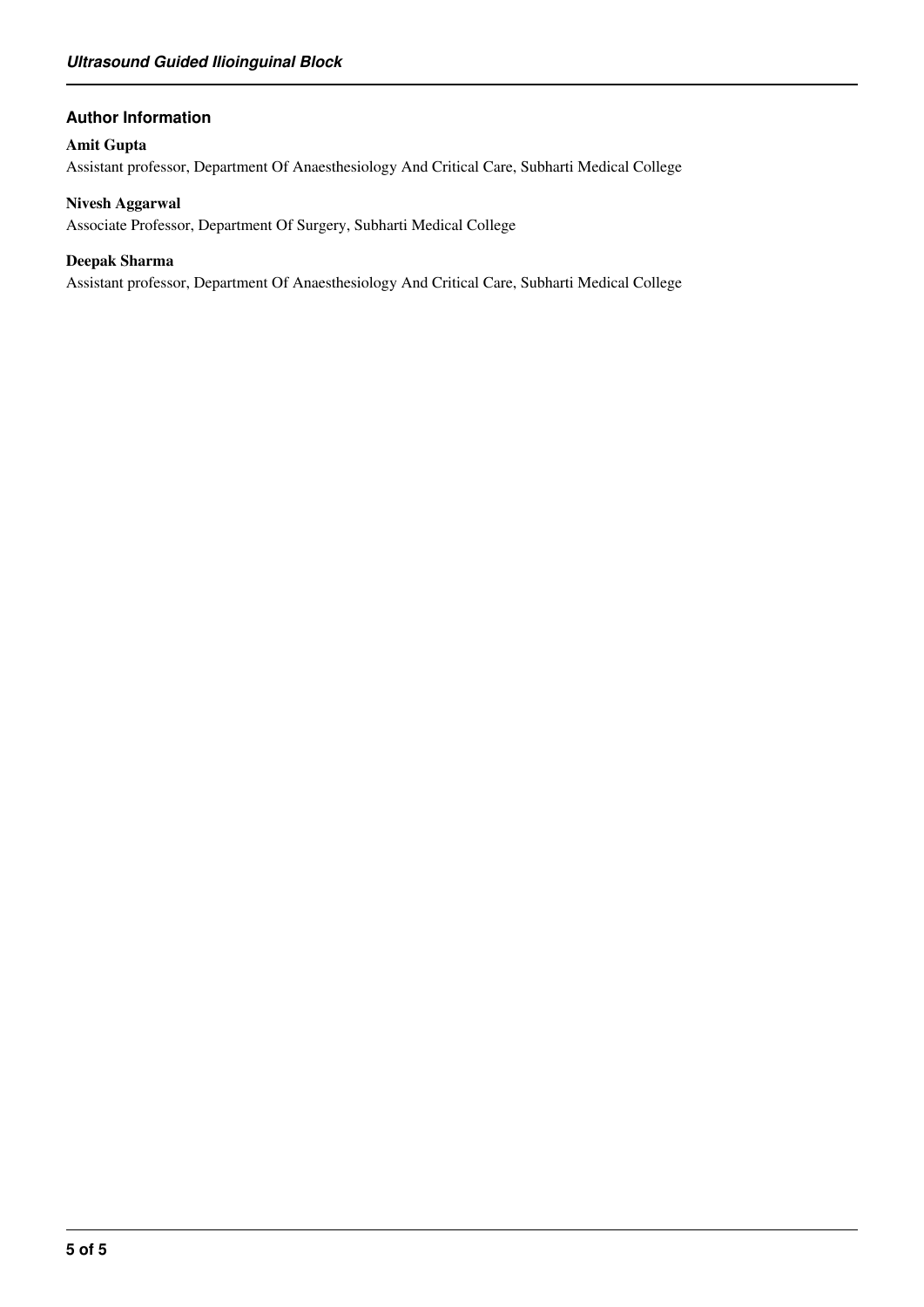## Author Information

**Amit Gupta**
Assistant professor, Department Of Anaesthesiology And Critical Care, Subharti Medical College

**Nivesh Aggarwal**
Associate Professor, Department Of Surgery, Subharti Medical College

**Deepak Sharma**
Assistant professor, Department Of Anaesthesiology And Critical Care, Subharti Medical College